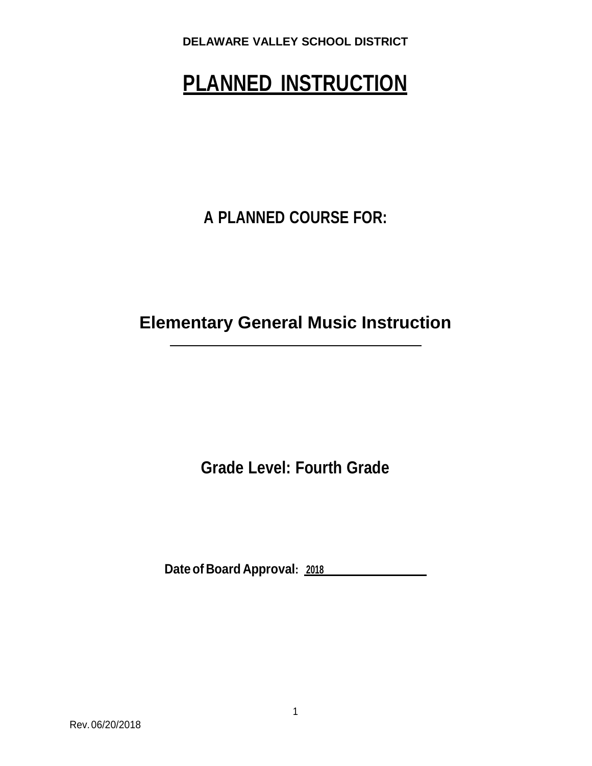**DELAWARE VALLEY SCHOOL DISTRICT**

# PLANNED INSTRUCTION

## A PLANNED COURSE FOR:

## Elementary General Music Instruction

## Grade Level: Fourth Grade

**Date of Board Approval:** 2018

Rev. 06/20/2018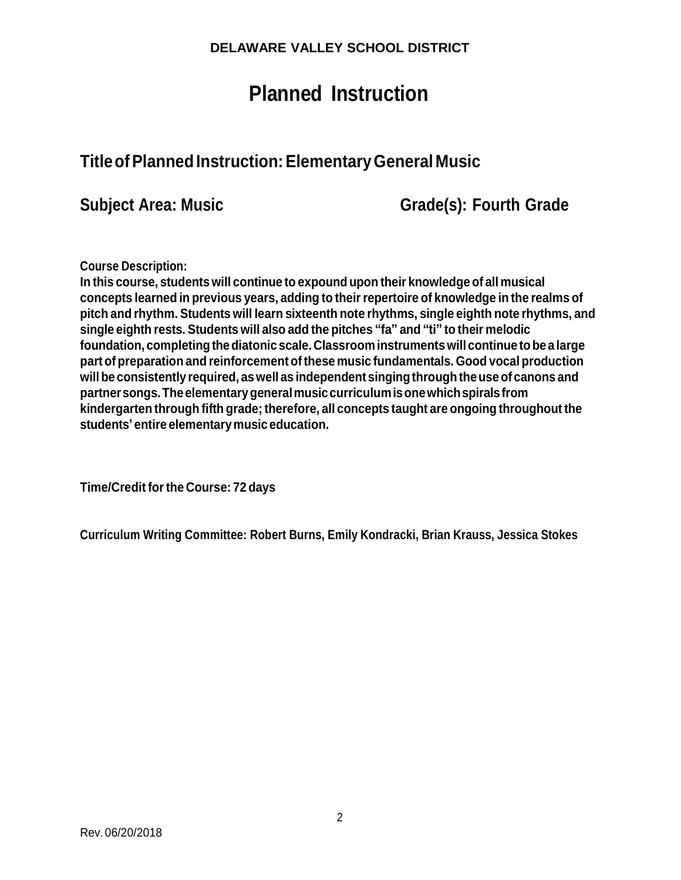**DELAWARE VALLEY SCHOOL DISTRICT**

# Planned Instruction

## Title of Planned Instruction: Elementary General Music

**Subject Area: Music** **Grade(s): Fourth Grade**

**Course Description:**
**In this course, students will continue to expound upon their knowledge of all musical concepts learned in previous years, adding to their repertoire of knowledge in the realms of pitch and rhythm. Students will learn sixteenth note rhythms, single eighth note rhythms, and single eighth rests. Students will also add the pitches "fa" and "ti" to their melodic foundation, completing the diatonic scale. Classroom instruments will continue to be a large part of preparation and reinforcement of these music fundamentals. Good vocal production will be consistently required, as well as independent singing through the use of canons and partner songs. The elementary general music curriculum is one which spirals from kindergarten through fifth grade; therefore, all concepts taught are ongoing throughout the students' entire elementary music education.**

**Time/Credit for the Course: 72 days**

**Curriculum Writing Committee: Robert Burns, Emily Kondracki, Brian Krauss, Jessica Stokes**

Rev. 06/20/2018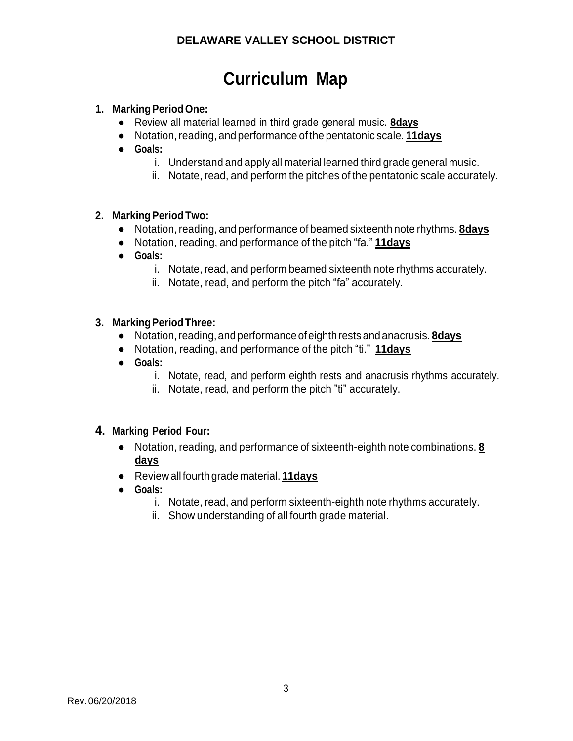**DELAWARE VALLEY SCHOOL DISTRICT**

# Curriculum Map

1. **Marking Period One:**
   - Review all material learned in third grade general music. **8days**
   - Notation, reading, and performance of the pentatonic scale. **11days**
   - **Goals:**
     1. Understand and apply all material learned third grade general music.
     2. Notate, read, and perform the pitches of the pentatonic scale accurately.

2. **Marking Period Two:**
   - Notation, reading, and performance of beamed sixteenth note rhythms. **8days**
   - Notation, reading, and performance of the pitch "fa." **11days**
   - **Goals:**
     1. Notate, read, and perform beamed sixteenth note rhythms accurately.
     2. Notate, read, and perform the pitch "fa" accurately.

3. **Marking Period Three:**
   - Notation, reading, and performance of eighth rests and anacrusis. **8days**
   - Notation, reading, and performance of the pitch "ti." **11days**
   - **Goals:**
     1. Notate, read, and perform eighth rests and anacrusis rhythms accurately.
     2. Notate, read, and perform the pitch "ti" accurately.

4. **Marking Period Four:**
   - Notation, reading, and performance of sixteenth-eighth note combinations. **8 days**
   - Review all fourth grade material. **11days**
   - **Goals:**
     1. Notate, read, and perform sixteenth-eighth note rhythms accurately.
     2. Show understanding of all fourth grade material.

Rev. 06/20/2018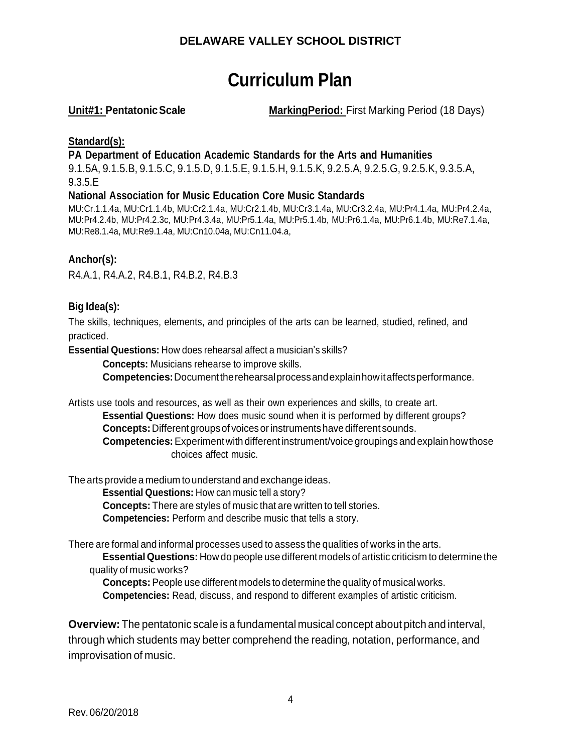# DELAWARE VALLEY SCHOOL DISTRICT

# Curriculum Plan

**Unit#1: Pentatonic Scale** **Marking Period:** First Marking Period (18 Days)

**Standard(s):**

**PA Department of Education Academic Standards for the Arts and Humanities**

9.1.5A, 9.1.5.B, 9.1.5.C, 9.1.5.D, 9.1.5.E, 9.1.5.H, 9.1.5.K, 9.2.5.A, 9.2.5.G, 9.2.5.K, 9.3.5.A, 9.3.5.E

**National Association for Music Education Core Music Standards**

MU:Cr.1.1.4a, MU:Cr1.1.4b, MU:Cr2.1.4a, MU:Cr2.1.4b, MU:Cr3.1.4a, MU:Cr3.2.4a, MU:Pr4.1.4a, MU:Pr4.2.4a, MU:Pr4.2.4b, MU:Pr4.2.3c, MU:Pr4.3.4a, MU:Pr5.1.4a, MU:Pr5.1.4b, MU:Pr6.1.4a, MU:Pr6.1.4b, MU:Re7.1.4a, MU:Re8.1.4a, MU:Re9.1.4a, MU:Cn10.04a, MU:Cn11.04.a,

**Anchor(s):**

R4.A.1, R4.A.2, R4.B.1, R4.B.2, R4.B.3

**Big Idea(s):**

The skills, techniques, elements, and principles of the arts can be learned, studied, refined, and practiced.

**Essential Questions:** How does rehearsal affect a musician's skills?

**Concepts:** Musicians rehearse to improve skills.

**Competencies:** Document the rehearsal process and explain how it affects performance.

Artists use tools and resources, as well as their own experiences and skills, to create art.

**Essential Questions:** How does music sound when it is performed by different groups?

**Concepts:** Different groups of voices or instruments have different sounds.

**Competencies:** Experiment with different instrument/voice groupings and explain how those choices affect music.

The arts provide a medium to understand and exchange ideas.

**Essential Questions:** How can music tell a story?

**Concepts:** There are styles of music that are written to tell stories.

**Competencies:** Perform and describe music that tells a story.

There are formal and informal processes used to assess the qualities of works in the arts.

**Essential Questions:** How do people use different models of artistic criticism to determine the quality of music works?

**Concepts:** People use different models to determine the quality of musical works.

**Competencies:** Read, discuss, and respond to different examples of artistic criticism.

**Overview:** The pentatonic scale is a fundamental musical concept about pitch and interval, through which students may better comprehend the reading, notation, performance, and improvisation of music.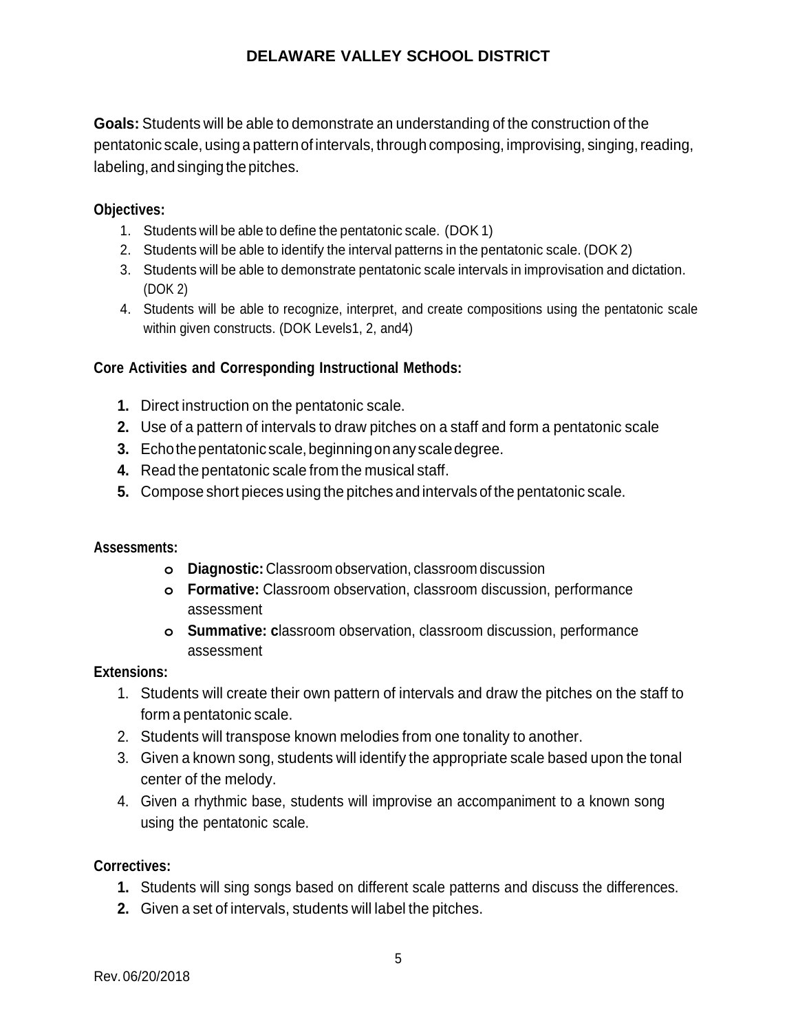**Goals:** Students will be able to demonstrate an understanding of the construction of the pentatonic scale, using a pattern of intervals, through composing, improvising, singing, reading, labeling, and singing the pitches.

**Objectives:**

1. Students will be able to define the pentatonic scale. (DOK 1)
2. Students will be able to identify the interval patterns in the pentatonic scale. (DOK 2)
3. Students will be able to demonstrate pentatonic scale intervals in improvisation and dictation. (DOK 2)
4. Students will be able to recognize, interpret, and create compositions using the pentatonic scale within given constructs. (DOK Levels1, 2, and4)

**Core Activities and Corresponding Instructional Methods:**

1. Direct instruction on the pentatonic scale.
2. Use of a pattern of intervals to draw pitches on a staff and form a pentatonic scale
3. Echo the pentatonic scale, beginning on any scale degree.
4. Read the pentatonic scale from the musical staff.
5. Compose short pieces using the pitches and intervals of the pentatonic scale.

**Assessments:**

- **Diagnostic:** Classroom observation, classroom discussion
- **Formative:** Classroom observation, classroom discussion, performance assessment
- **Summative: c**lassroom observation, classroom discussion, performance assessment

**Extensions:**

1. Students will create their own pattern of intervals and draw the pitches on the staff to form a pentatonic scale.
2. Students will transpose known melodies from one tonality to another.
3. Given a known song, students will identify the appropriate scale based upon the tonal center of the melody.
4. Given a rhythmic base, students will improvise an accompaniment to a known song using the pentatonic scale.

**Correctives:**

1. Students will sing songs based on different scale patterns and discuss the differences.
2. Given a set of intervals, students will label the pitches.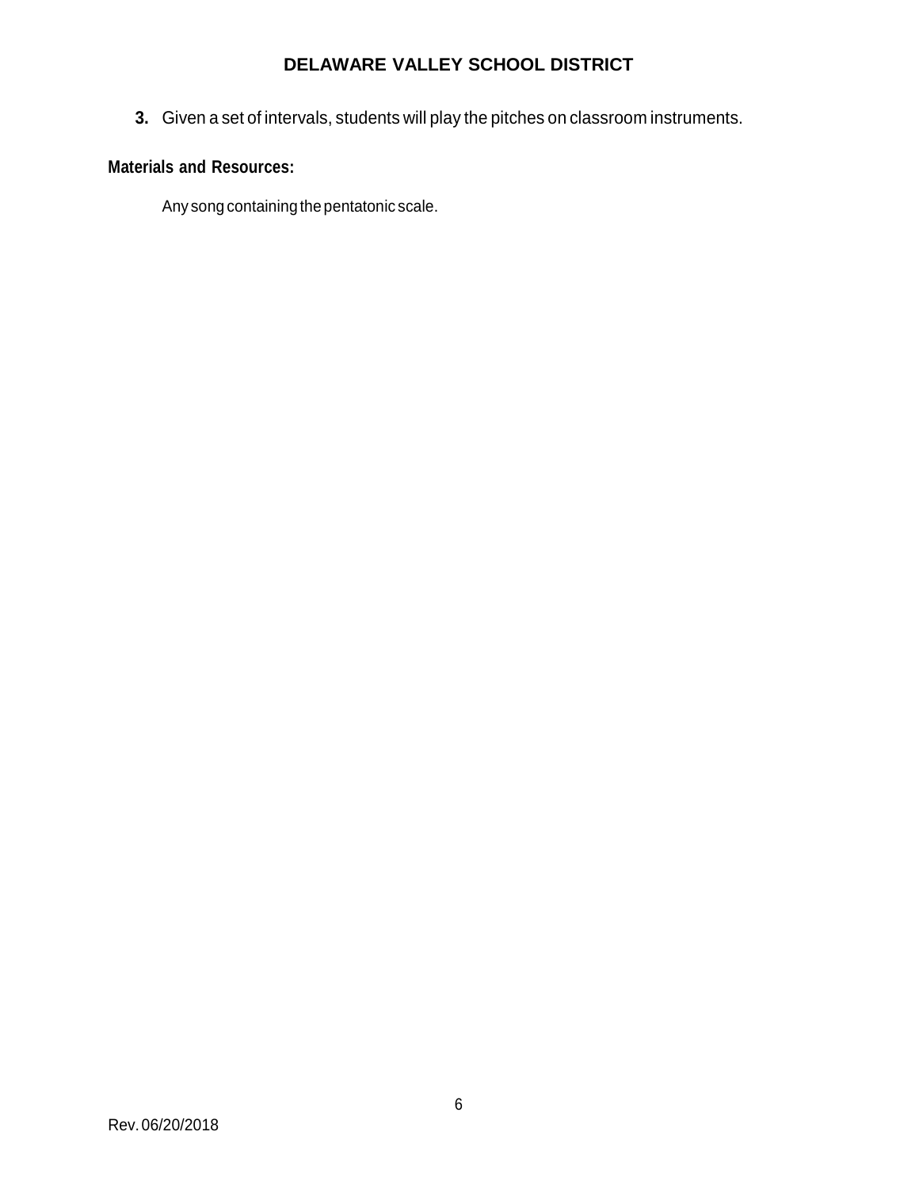3. Given a set of intervals, students will play the pitches on classroom instruments.

**Materials and Resources:**

Any song containing the pentatonic scale.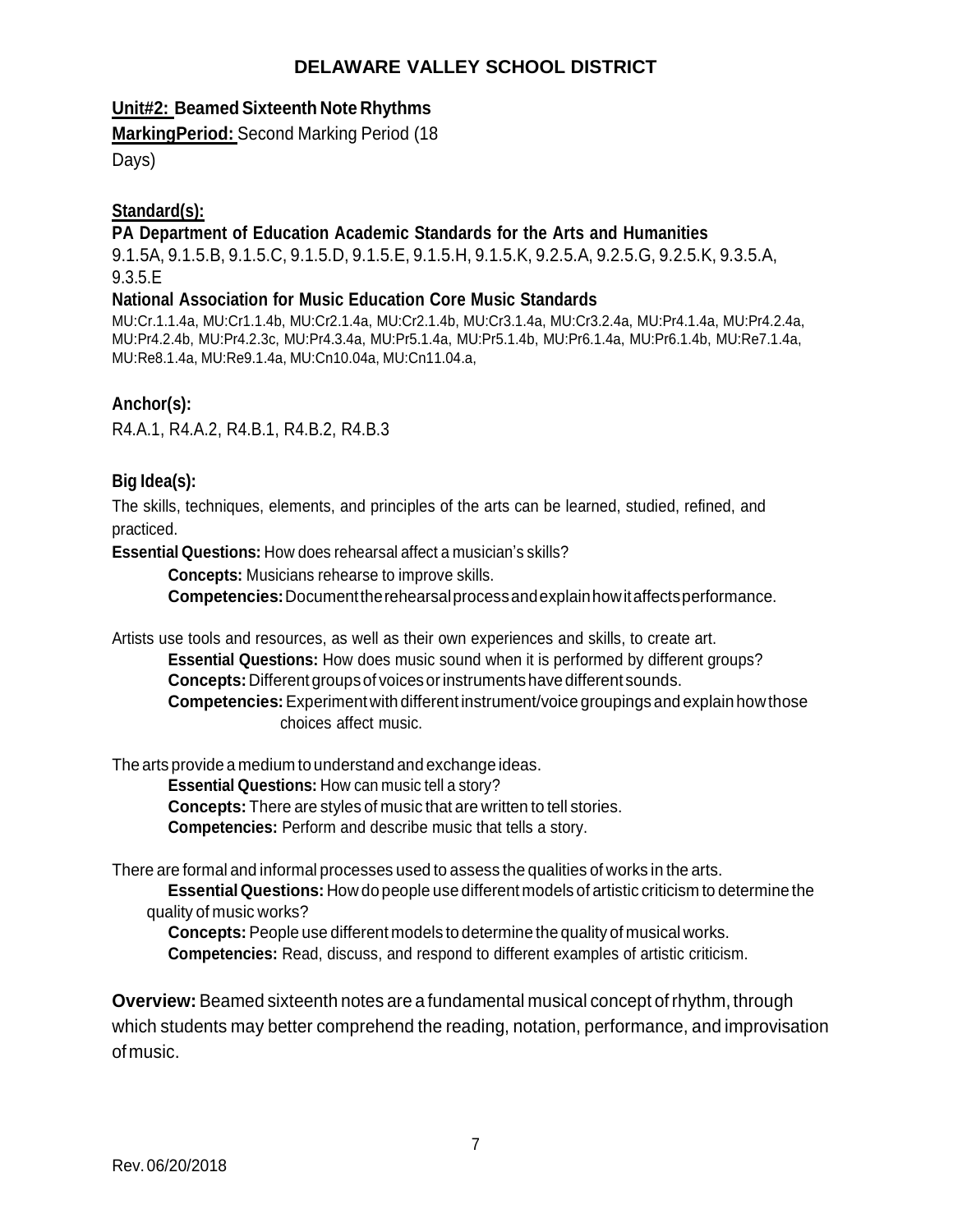**DELAWARE VALLEY SCHOOL DISTRICT**

**Unit#2: Beamed Sixteenth Note Rhythms**

**MarkingPeriod:** Second Marking Period (18 Days)

**Standard(s):**

**PA Department of Education Academic Standards for the Arts and Humanities**

9.1.5A, 9.1.5.B, 9.1.5.C, 9.1.5.D, 9.1.5.E, 9.1.5.H, 9.1.5.K, 9.2.5.A, 9.2.5.G, 9.2.5.K, 9.3.5.A, 9.3.5.E

**National Association for Music Education Core Music Standards**

MU:Cr.1.1.4a, MU:Cr1.1.4b, MU:Cr2.1.4a, MU:Cr2.1.4b, MU:Cr3.1.4a, MU:Cr3.2.4a, MU:Pr4.1.4a, MU:Pr4.2.4a, MU:Pr4.2.4b, MU:Pr4.2.3c, MU:Pr4.3.4a, MU:Pr5.1.4a, MU:Pr5.1.4b, MU:Pr6.1.4a, MU:Pr6.1.4b, MU:Re7.1.4a, MU:Re8.1.4a, MU:Re9.1.4a, MU:Cn10.04a, MU:Cn11.04.a,

**Anchor(s):**

R4.A.1, R4.A.2, R4.B.1, R4.B.2, R4.B.3

**Big Idea(s):**

The skills, techniques, elements, and principles of the arts can be learned, studied, refined, and practiced.

**Essential Questions:** How does rehearsal affect a musician's skills?

- **Concepts:** Musicians rehearse to improve skills.
- **Competencies:** Document the rehearsal process and explain how it affects performance.

Artists use tools and resources, as well as their own experiences and skills, to create art.

- **Essential Questions:** How does music sound when it is performed by different groups?
- **Concepts:** Different groups of voices or instruments have different sounds.
- **Competencies:** Experiment with different instrument/voice groupings and explain how those choices affect music.

The arts provide a medium to understand and exchange ideas.

- **Essential Questions:** How can music tell a story?
- **Concepts:** There are styles of music that are written to tell stories.
- **Competencies:** Perform and describe music that tells a story.

There are formal and informal processes used to assess the qualities of works in the arts.

- **Essential Questions:** How do people use different models of artistic criticism to determine the quality of music works?
- **Concepts:** People use different models to determine the quality of musical works.
- **Competencies:** Read, discuss, and respond to different examples of artistic criticism.

**Overview:** Beamed sixteenth notes are a fundamental musical concept of rhythm, through which students may better comprehend the reading, notation, performance, and improvisation of music.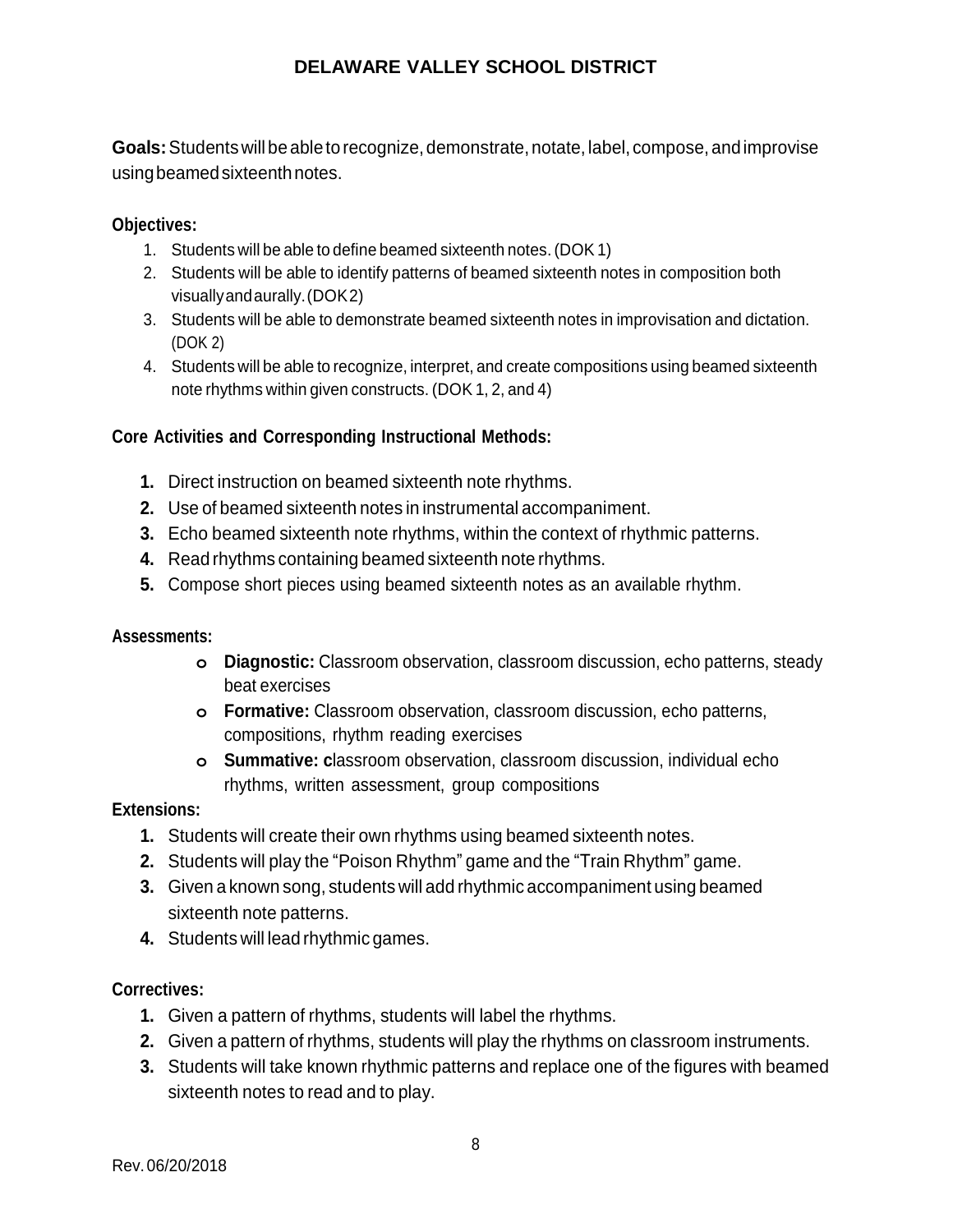**Goals:** Students will be able to recognize, demonstrate, notate, label, compose, and improvise using beamed sixteenth notes.

**Objectives:**

1. Students will be able to define beamed sixteenth notes. (DOK 1)
2. Students will be able to identify patterns of beamed sixteenth notes in composition both visually and aurally. (DOK 2)
3. Students will be able to demonstrate beamed sixteenth notes in improvisation and dictation. (DOK 2)
4. Students will be able to recognize, interpret, and create compositions using beamed sixteenth note rhythms within given constructs. (DOK 1, 2, and 4)

**Core Activities and Corresponding Instructional Methods:**

1. Direct instruction on beamed sixteenth note rhythms.
2. Use of beamed sixteenth notes in instrumental accompaniment.
3. Echo beamed sixteenth note rhythms, within the context of rhythmic patterns.
4. Read rhythms containing beamed sixteenth note rhythms.
5. Compose short pieces using beamed sixteenth notes as an available rhythm.

**Assessments:**

- **Diagnostic:** Classroom observation, classroom discussion, echo patterns, steady beat exercises
- **Formative:** Classroom observation, classroom discussion, echo patterns, compositions, rhythm reading exercises
- **Summative: c**lassroom observation, classroom discussion, individual echo rhythms, written assessment, group compositions

**Extensions:**

1. Students will create their own rhythms using beamed sixteenth notes.
2. Students will play the "Poison Rhythm" game and the "Train Rhythm" game.
3. Given a known song, students will add rhythmic accompaniment using beamed sixteenth note patterns.
4. Students will lead rhythmic games.

**Correctives:**

1. Given a pattern of rhythms, students will label the rhythms.
2. Given a pattern of rhythms, students will play the rhythms on classroom instruments.
3. Students will take known rhythmic patterns and replace one of the figures with beamed sixteenth notes to read and to play.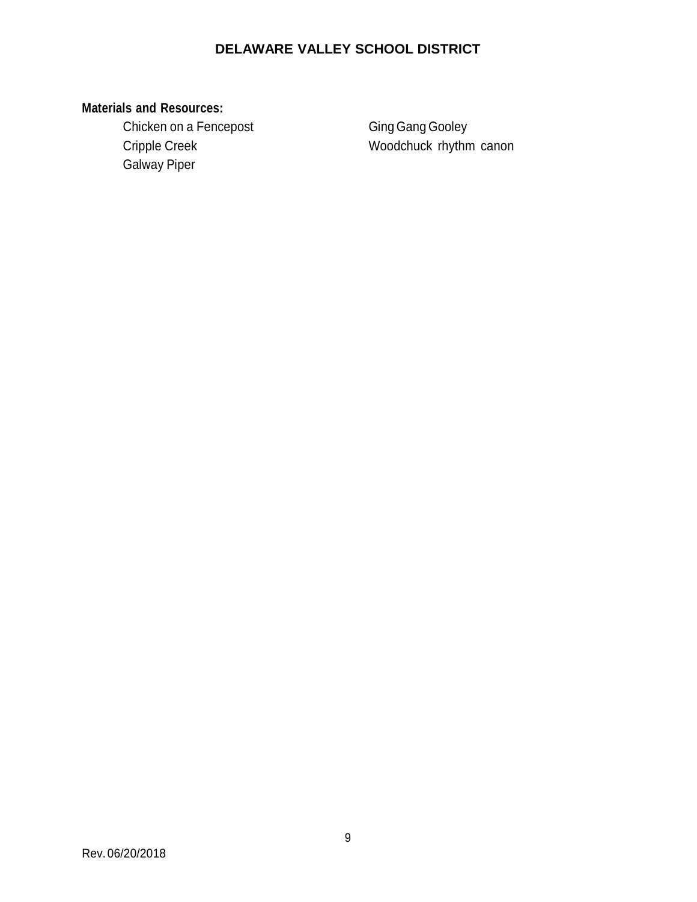**Materials and Resources:**

- Chicken on a Fencepost
- Cripple Creek
- Galway Piper
- Ging Gang Gooley
- Woodchuck rhythm canon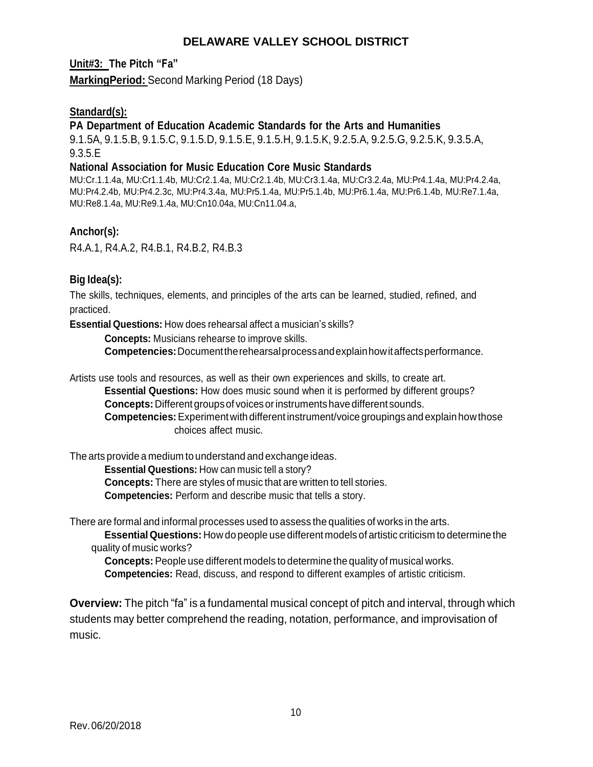# DELAWARE VALLEY SCHOOL DISTRICT

**Unit#3: The Pitch "Fa"**

**MarkingPeriod:** Second Marking Period (18 Days)

**Standard(s):**

**PA Department of Education Academic Standards for the Arts and Humanities**

9.1.5A, 9.1.5.B, 9.1.5.C, 9.1.5.D, 9.1.5.E, 9.1.5.H, 9.1.5.K, 9.2.5.A, 9.2.5.G, 9.2.5.K, 9.3.5.A, 9.3.5.E

**National Association for Music Education Core Music Standards**

MU:Cr.1.1.4a, MU:Cr1.1.4b, MU:Cr2.1.4a, MU:Cr2.1.4b, MU:Cr3.1.4a, MU:Cr3.2.4a, MU:Pr4.1.4a, MU:Pr4.2.4a, MU:Pr4.2.4b, MU:Pr4.2.3c, MU:Pr4.3.4a, MU:Pr5.1.4a, MU:Pr5.1.4b, MU:Pr6.1.4a, MU:Pr6.1.4b, MU:Re7.1.4a, MU:Re8.1.4a, MU:Re9.1.4a, MU:Cn10.04a, MU:Cn11.04.a,

**Anchor(s):**

R4.A.1, R4.A.2, R4.B.1, R4.B.2, R4.B.3

**Big Idea(s):**

The skills, techniques, elements, and principles of the arts can be learned, studied, refined, and practiced.

**Essential Questions:** How does rehearsal affect a musician's skills?

**Concepts:** Musicians rehearse to improve skills.

**Competencies:** Document the rehearsal process and explain how it affects performance.

Artists use tools and resources, as well as their own experiences and skills, to create art.

**Essential Questions:** How does music sound when it is performed by different groups?

**Concepts:** Different groups of voices or instruments have different sounds.

**Competencies:** Experiment with different instrument/voice groupings and explain how those choices affect music.

The arts provide a medium to understand and exchange ideas.

**Essential Questions:** How can music tell a story?

**Concepts:** There are styles of music that are written to tell stories.

**Competencies:** Perform and describe music that tells a story.

There are formal and informal processes used to assess the qualities of works in the arts.

**Essential Questions:** How do people use different models of artistic criticism to determine the quality of music works?

**Concepts:** People use different models to determine the quality of musical works.

**Competencies:** Read, discuss, and respond to different examples of artistic criticism.

**Overview:** The pitch "fa" is a fundamental musical concept of pitch and interval, through which students may better comprehend the reading, notation, performance, and improvisation of music.

Rev. 06/20/2018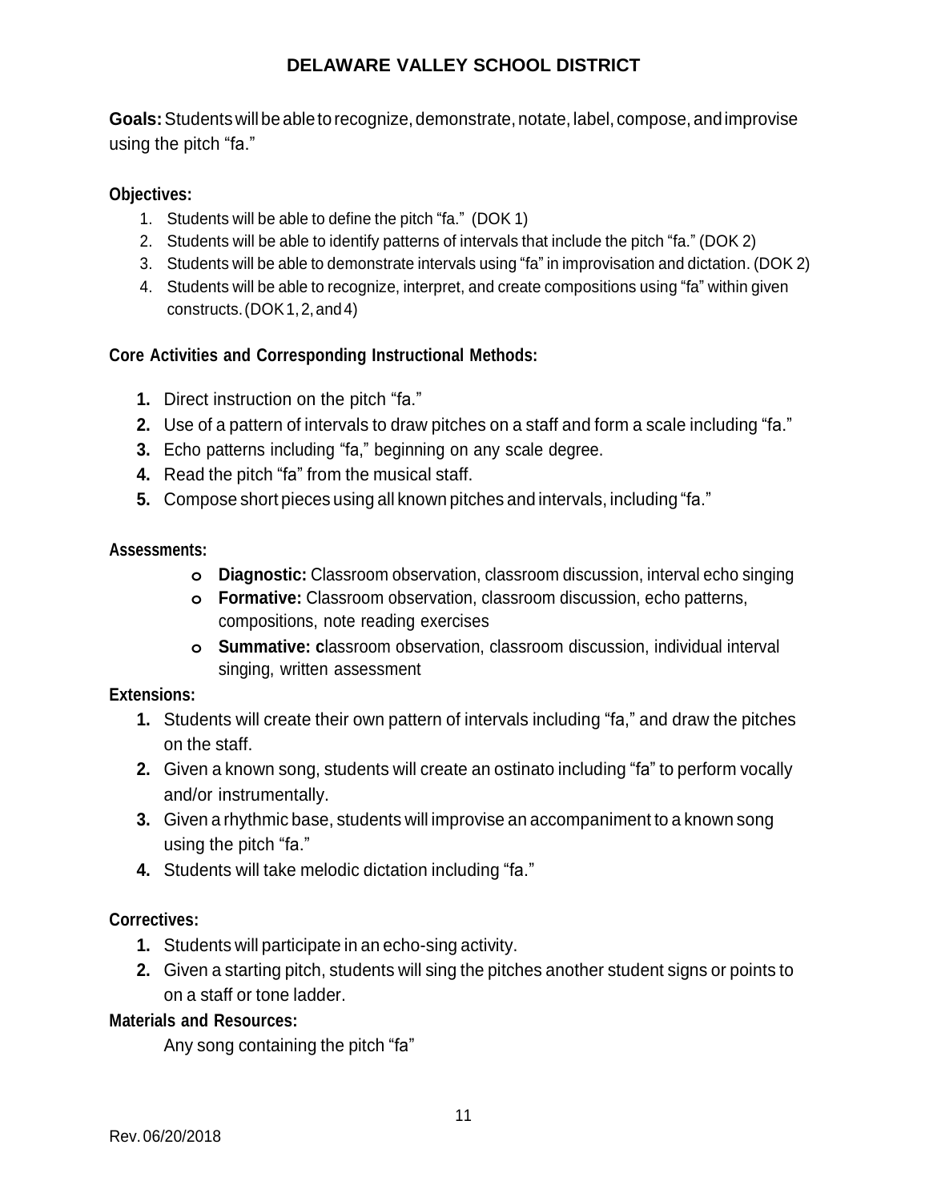**Goals:** Students will be able to recognize, demonstrate, notate, label, compose, and improvise using the pitch "fa."

**Objectives:**

1. Students will be able to define the pitch "fa." (DOK 1)
2. Students will be able to identify patterns of intervals that include the pitch "fa." (DOK 2)
3. Students will be able to demonstrate intervals using "fa" in improvisation and dictation. (DOK 2)
4. Students will be able to recognize, interpret, and create compositions using "fa" within given constructs. (DOK 1, 2, and 4)

**Core Activities and Corresponding Instructional Methods:**

1. Direct instruction on the pitch "fa."
2. Use of a pattern of intervals to draw pitches on a staff and form a scale including "fa."
3. Echo patterns including "fa," beginning on any scale degree.
4. Read the pitch "fa" from the musical staff.
5. Compose short pieces using all known pitches and intervals, including "fa."

**Assessments:**

- **Diagnostic:** Classroom observation, classroom discussion, interval echo singing
- **Formative:** Classroom observation, classroom discussion, echo patterns, compositions, note reading exercises
- **Summative: c**lassroom observation, classroom discussion, individual interval singing, written assessment

**Extensions:**

1. Students will create their own pattern of intervals including "fa," and draw the pitches on the staff.
2. Given a known song, students will create an ostinato including "fa" to perform vocally and/or instrumentally.
3. Given a rhythmic base, students will improvise an accompaniment to a known song using the pitch "fa."
4. Students will take melodic dictation including "fa."

**Correctives:**

1. Students will participate in an echo-sing activity.
2. Given a starting pitch, students will sing the pitches another student signs or points to on a staff or tone ladder.

**Materials and Resources:**

Any song containing the pitch "fa"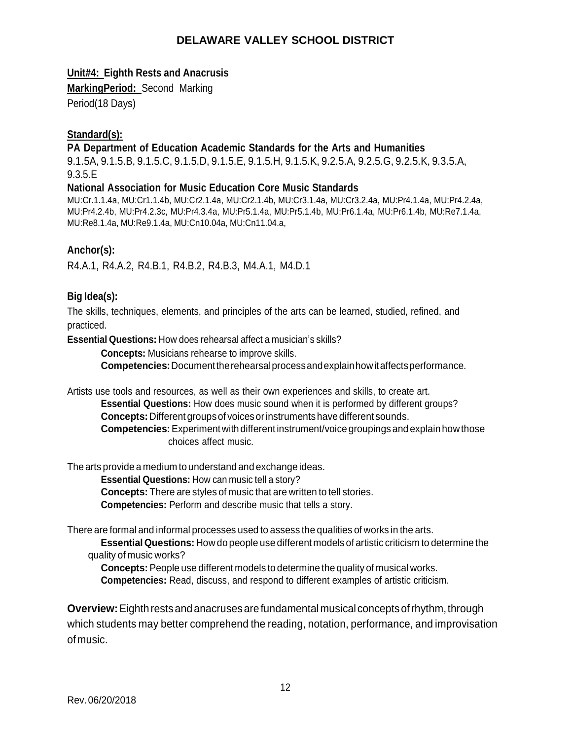# DELAWARE VALLEY SCHOOL DISTRICT

**Unit#4: Eighth Rests and Anacrusis**

**MarkingPeriod:** Second Marking Period(18 Days)

**Standard(s):**

**PA Department of Education Academic Standards for the Arts and Humanities**

9.1.5A, 9.1.5.B, 9.1.5.C, 9.1.5.D, 9.1.5.E, 9.1.5.H, 9.1.5.K, 9.2.5.A, 9.2.5.G, 9.2.5.K, 9.3.5.A, 9.3.5.E

**National Association for Music Education Core Music Standards**

MU:Cr.1.1.4a, MU:Cr1.1.4b, MU:Cr2.1.4a, MU:Cr2.1.4b, MU:Cr3.1.4a, MU:Cr3.2.4a, MU:Pr4.1.4a, MU:Pr4.2.4a, MU:Pr4.2.4b, MU:Pr4.2.3c, MU:Pr4.3.4a, MU:Pr5.1.4a, MU:Pr5.1.4b, MU:Pr6.1.4a, MU:Pr6.1.4b, MU:Re7.1.4a, MU:Re8.1.4a, MU:Re9.1.4a, MU:Cn10.04a, MU:Cn11.04.a,

**Anchor(s):**

R4.A.1, R4.A.2, R4.B.1, R4.B.2, R4.B.3, M4.A.1, M4.D.1

**Big Idea(s):**

The skills, techniques, elements, and principles of the arts can be learned, studied, refined, and practiced.

**Essential Questions:** How does rehearsal affect a musician's skills?

**Concepts:** Musicians rehearse to improve skills.

**Competencies:** Document the rehearsal process and explain how it affects performance.

Artists use tools and resources, as well as their own experiences and skills, to create art.

**Essential Questions:** How does music sound when it is performed by different groups?

**Concepts:** Different groups of voices or instruments have different sounds.

**Competencies:** Experiment with different instrument/voice groupings and explain how those choices affect music.

The arts provide a medium to understand and exchange ideas.

**Essential Questions:** How can music tell a story?

**Concepts:** There are styles of music that are written to tell stories.

**Competencies:** Perform and describe music that tells a story.

There are formal and informal processes used to assess the qualities of works in the arts.

**Essential Questions:** How do people use different models of artistic criticism to determine the quality of music works?

**Concepts:** People use different models to determine the quality of musical works.

**Competencies:** Read, discuss, and respond to different examples of artistic criticism.

**Overview:** Eighth rests and anacruses are fundamental musical concepts of rhythm, through which students may better comprehend the reading, notation, performance, and improvisation of music.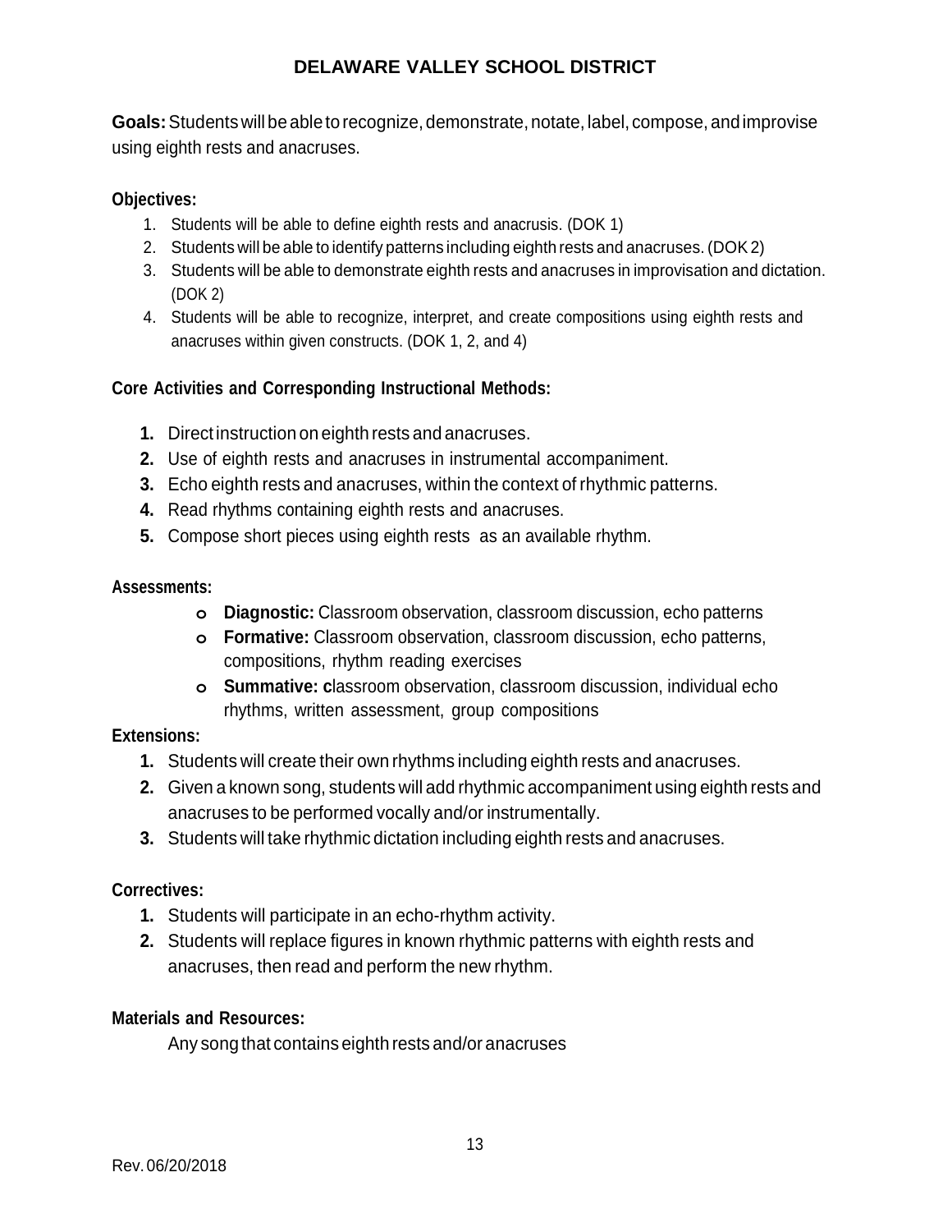# DELAWARE VALLEY SCHOOL DISTRICT

**Goals:** Students will be able to recognize, demonstrate, notate, label, compose, and improvise using eighth rests and anacruses.

**Objectives:**

1. Students will be able to define eighth rests and anacrusis. (DOK 1)
2. Students will be able to identify patterns including eighth rests and anacruses. (DOK 2)
3. Students will be able to demonstrate eighth rests and anacruses in improvisation and dictation. (DOK 2)
4. Students will be able to recognize, interpret, and create compositions using eighth rests and anacruses within given constructs. (DOK 1, 2, and 4)

**Core Activities and Corresponding Instructional Methods:**

1. Direct instruction on eighth rests and anacruses.
2. Use of eighth rests and anacruses in instrumental accompaniment.
3. Echo eighth rests and anacruses, within the context of rhythmic patterns.
4. Read rhythms containing eighth rests and anacruses.
5. Compose short pieces using eighth rests as an available rhythm.

**Assessments:**

- **Diagnostic:** Classroom observation, classroom discussion, echo patterns
- **Formative:** Classroom observation, classroom discussion, echo patterns, compositions, rhythm reading exercises
- **Summative: c**lassroom observation, classroom discussion, individual echo rhythms, written assessment, group compositions

**Extensions:**

1. Students will create their own rhythms including eighth rests and anacruses.
2. Given a known song, students will add rhythmic accompaniment using eighth rests and anacruses to be performed vocally and/or instrumentally.
3. Students will take rhythmic dictation including eighth rests and anacruses.

**Correctives:**

1. Students will participate in an echo-rhythm activity.
2. Students will replace figures in known rhythmic patterns with eighth rests and anacruses, then read and perform the new rhythm.

**Materials and Resources:**

Any song that contains eighth rests and/or anacruses

Rev. 06/20/2018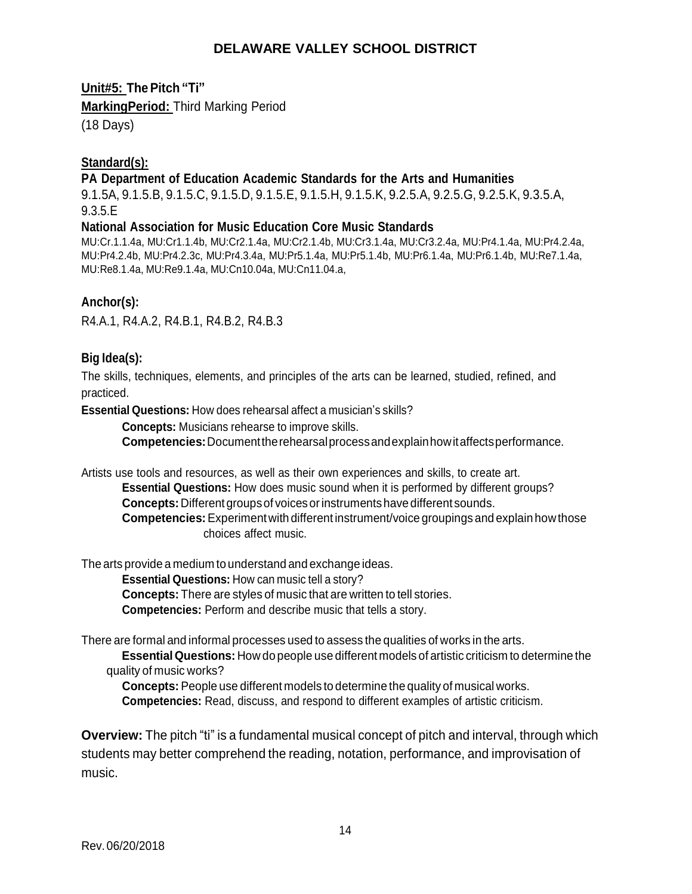# DELAWARE VALLEY SCHOOL DISTRICT

**Unit#5: The Pitch "Ti"**
**MarkingPeriod:** Third Marking Period
(18 Days)

**Standard(s):**

**PA Department of Education Academic Standards for the Arts and Humanities**
9.1.5A, 9.1.5.B, 9.1.5.C, 9.1.5.D, 9.1.5.E, 9.1.5.H, 9.1.5.K, 9.2.5.A, 9.2.5.G, 9.2.5.K, 9.3.5.A, 9.3.5.E

**National Association for Music Education Core Music Standards**
MU:Cr.1.1.4a, MU:Cr1.1.4b, MU:Cr2.1.4a, MU:Cr2.1.4b, MU:Cr3.1.4a, MU:Cr3.2.4a, MU:Pr4.1.4a, MU:Pr4.2.4a, MU:Pr4.2.4b, MU:Pr4.2.3c, MU:Pr4.3.4a, MU:Pr5.1.4a, MU:Pr5.1.4b, MU:Pr6.1.4a, MU:Pr6.1.4b, MU:Re7.1.4a, MU:Re8.1.4a, MU:Re9.1.4a, MU:Cn10.04a, MU:Cn11.04.a,

**Anchor(s):**
R4.A.1, R4.A.2, R4.B.1, R4.B.2, R4.B.3

**Big Idea(s):**
The skills, techniques, elements, and principles of the arts can be learned, studied, refined, and practiced.

**Essential Questions:** How does rehearsal affect a musician's skills?
- **Concepts:** Musicians rehearse to improve skills.
- **Competencies:** Document the rehearsal process and explain how it affects performance.

Artists use tools and resources, as well as their own experiences and skills, to create art.
- **Essential Questions:** How does music sound when it is performed by different groups?
- **Concepts:** Different groups of voices or instruments have different sounds.
- **Competencies:** Experiment with different instrument/voice groupings and explain how those choices affect music.

The arts provide a medium to understand and exchange ideas.
- **Essential Questions:** How can music tell a story?
- **Concepts:** There are styles of music that are written to tell stories.
- **Competencies:** Perform and describe music that tells a story.

There are formal and informal processes used to assess the qualities of works in the arts.
- **Essential Questions:** How do people use different models of artistic criticism to determine the quality of music works?
- **Concepts:** People use different models to determine the quality of musical works.
- **Competencies:** Read, discuss, and respond to different examples of artistic criticism.

**Overview:** The pitch "ti" is a fundamental musical concept of pitch and interval, through which students may better comprehend the reading, notation, performance, and improvisation of music.

Rev. 06/20/2018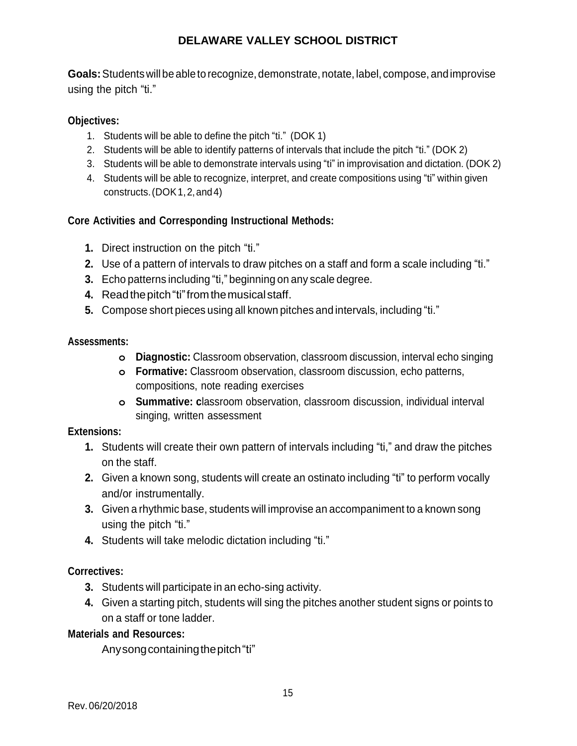**Goals:** Students will be able to recognize, demonstrate, notate, label, compose, and improvise using the pitch “ti.”

**Objectives:**

1. Students will be able to define the pitch “ti.” (DOK 1)
2. Students will be able to identify patterns of intervals that include the pitch “ti.” (DOK 2)
3. Students will be able to demonstrate intervals using “ti” in improvisation and dictation. (DOK 2)
4. Students will be able to recognize, interpret, and create compositions using “ti” within given constructs. (DOK 1, 2, and 4)

**Core Activities and Corresponding Instructional Methods:**

1. Direct instruction on the pitch “ti.”
2. Use of a pattern of intervals to draw pitches on a staff and form a scale including “ti.”
3. Echo patterns including “ti,” beginning on any scale degree.
4. Read the pitch “ti” from the musical staff.
5. Compose short pieces using all known pitches and intervals, including “ti.”

**Assessments:**

- **Diagnostic:** Classroom observation, classroom discussion, interval echo singing
- **Formative:** Classroom observation, classroom discussion, echo patterns, compositions, note reading exercises
- **Summative:** classroom observation, classroom discussion, individual interval singing, written assessment

**Extensions:**

1. Students will create their own pattern of intervals including “ti,” and draw the pitches on the staff.
2. Given a known song, students will create an ostinato including “ti” to perform vocally and/or instrumentally.
3. Given a rhythmic base, students will improvise an accompaniment to a known song using the pitch “ti.”
4. Students will take melodic dictation including “ti.”

**Correctives:**

3. Students will participate in an echo-sing activity.
4. Given a starting pitch, students will sing the pitches another student signs or points to on a staff or tone ladder.

**Materials and Resources:**

Any song containing the pitch “ti”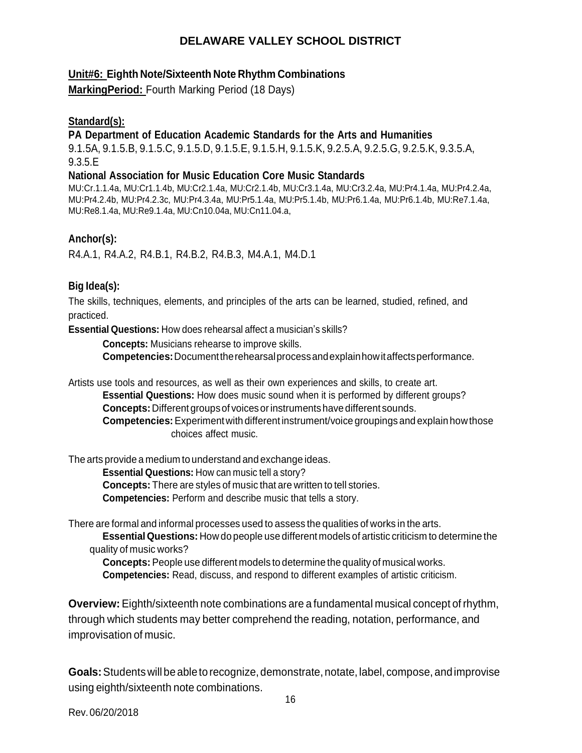# DELAWARE VALLEY SCHOOL DISTRICT

**Unit#6: Eighth Note/Sixteenth Note Rhythm Combinations**

**MarkingPeriod:** Fourth Marking Period (18 Days)

**Standard(s):**

**PA Department of Education Academic Standards for the Arts and Humanities**

9.1.5A, 9.1.5.B, 9.1.5.C, 9.1.5.D, 9.1.5.E, 9.1.5.H, 9.1.5.K, 9.2.5.A, 9.2.5.G, 9.2.5.K, 9.3.5.A, 9.3.5.E

**National Association for Music Education Core Music Standards**

MU:Cr.1.1.4a, MU:Cr1.1.4b, MU:Cr2.1.4a, MU:Cr2.1.4b, MU:Cr3.1.4a, MU:Cr3.2.4a, MU:Pr4.1.4a, MU:Pr4.2.4a, MU:Pr4.2.4b, MU:Pr4.2.3c, MU:Pr4.3.4a, MU:Pr5.1.4a, MU:Pr5.1.4b, MU:Pr6.1.4a, MU:Pr6.1.4b, MU:Re7.1.4a, MU:Re8.1.4a, MU:Re9.1.4a, MU:Cn10.04a, MU:Cn11.04.a,

**Anchor(s):**

R4.A.1, R4.A.2, R4.B.1, R4.B.2, R4.B.3, M4.A.1, M4.D.1

**Big Idea(s):**

The skills, techniques, elements, and principles of the arts can be learned, studied, refined, and practiced.

**Essential Questions:** How does rehearsal affect a musician's skills?

> **Concepts:** Musicians rehearse to improve skills.
> **Competencies:** Document the rehearsal process and explain how it affects performance.

Artists use tools and resources, as well as their own experiences and skills, to create art.

> **Essential Questions:** How does music sound when it is performed by different groups?
> **Concepts:** Different groups of voices or instruments have different sounds.
> **Competencies:** Experiment with different instrument/voice groupings and explain how those choices affect music.

The arts provide a medium to understand and exchange ideas.

> **Essential Questions:** How can music tell a story?
> **Concepts:** There are styles of music that are written to tell stories.
> **Competencies:** Perform and describe music that tells a story.

There are formal and informal processes used to assess the qualities of works in the arts.

> **Essential Questions:** How do people use different models of artistic criticism to determine the quality of music works?
> **Concepts:** People use different models to determine the quality of musical works.
> **Competencies:** Read, discuss, and respond to different examples of artistic criticism.

**Overview:** Eighth/sixteenth note combinations are a fundamental musical concept of rhythm, through which students may better comprehend the reading, notation, performance, and improvisation of music.

**Goals:** Students will be able to recognize, demonstrate, notate, label, compose, and improvise using eighth/sixteenth note combinations.

Rev. 06/20/2018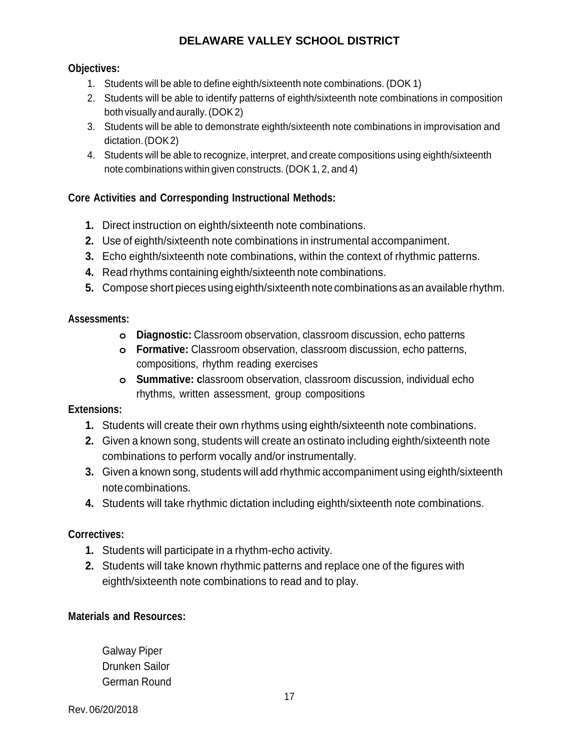**Objectives:**

1. Students will be able to define eighth/sixteenth note combinations. (DOK 1)
2. Students will be able to identify patterns of eighth/sixteenth note combinations in composition both visually and aurally. (DOK 2)
3. Students will be able to demonstrate eighth/sixteenth note combinations in improvisation and dictation. (DOK 2)
4. Students will be able to recognize, interpret, and create compositions using eighth/sixteenth note combinations within given constructs. (DOK 1, 2, and 4)

**Core Activities and Corresponding Instructional Methods:**

1. Direct instruction on eighth/sixteenth note combinations.
2. Use of eighth/sixteenth note combinations in instrumental accompaniment.
3. Echo eighth/sixteenth note combinations, within the context of rhythmic patterns.
4. Read rhythms containing eighth/sixteenth note combinations.
5. Compose short pieces using eighth/sixteenth note combinations as an available rhythm.

**Assessments:**

- **Diagnostic:** Classroom observation, classroom discussion, echo patterns
- **Formative:** Classroom observation, classroom discussion, echo patterns, compositions, rhythm reading exercises
- **Summative: c**lassroom observation, classroom discussion, individual echo rhythms, written assessment, group compositions

**Extensions:**

1. Students will create their own rhythms using eighth/sixteenth note combinations.
2. Given a known song, students will create an ostinato including eighth/sixteenth note combinations to perform vocally and/or instrumentally.
3. Given a known song, students will add rhythmic accompaniment using eighth/sixteenth note combinations.
4. Students will take rhythmic dictation including eighth/sixteenth note combinations.

**Correctives:**

1. Students will participate in a rhythm-echo activity.
2. Students will take known rhythmic patterns and replace one of the figures with eighth/sixteenth note combinations to read and to play.

**Materials and Resources:**

Galway Piper
Drunken Sailor
German Round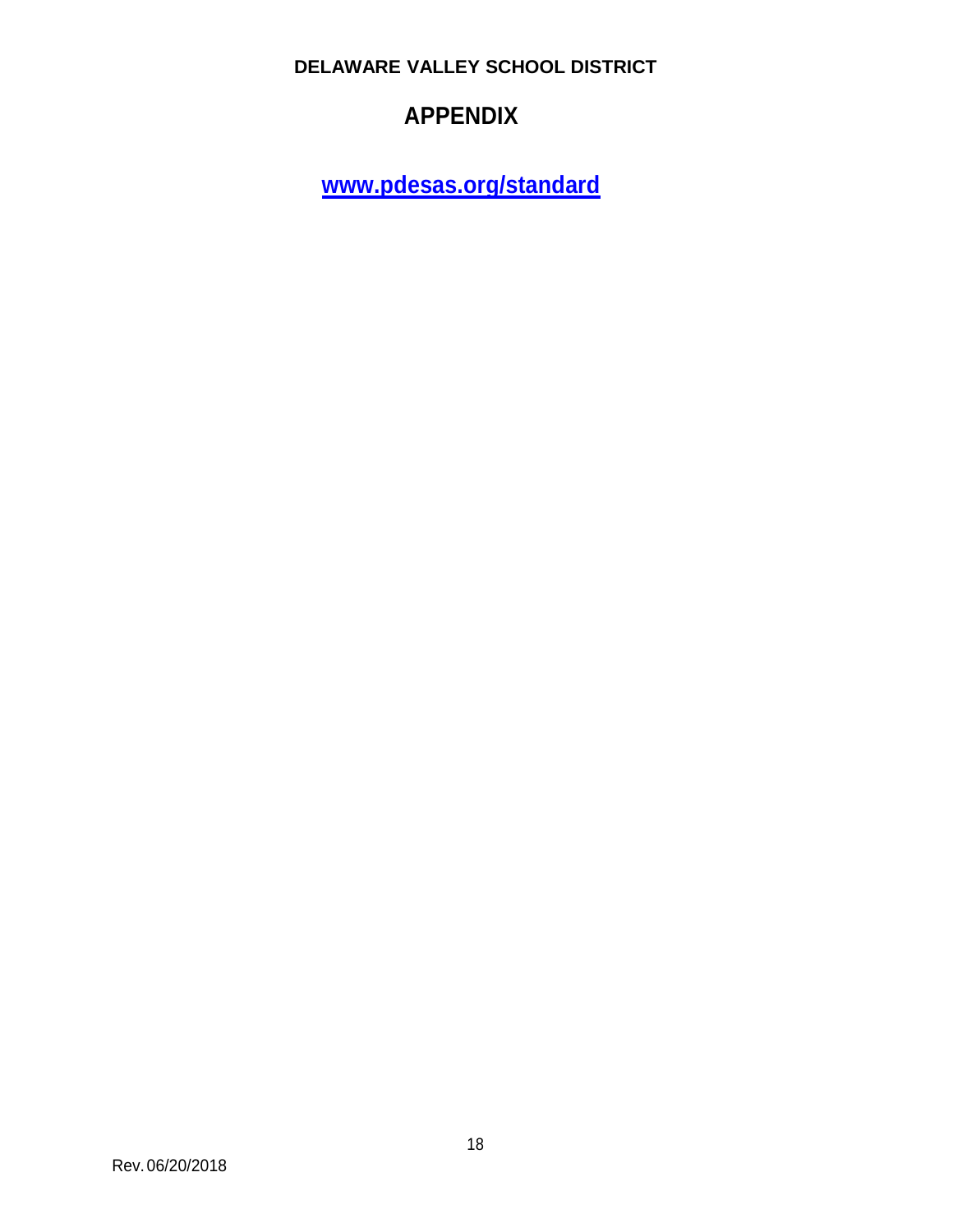# APPENDIX

[www.pdesas.org/standard](http://www.pdesas.org/standard)